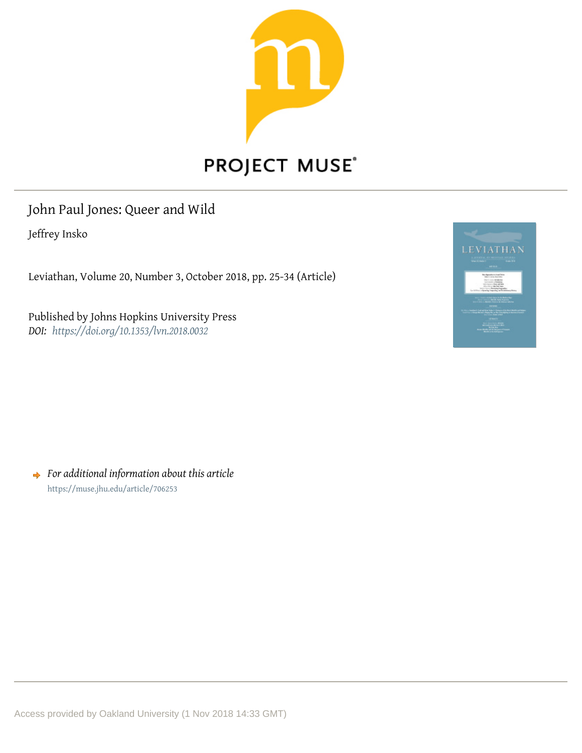PROJECT MUSE®

# John Paul Jones: Queer and Wild

Jeffrey Insko

Leviathan, Volume 20, Number 3, October 2018, pp. 25-34 (Article)

Published by Johns Hopkins University Press
*DOI: https://doi.org/10.1353/lvn.2018.0032*

*For additional information about this article*
https://muse.jhu.edu/article/706253

Access provided by Oakland University (1 Nov 2018 14:33 GMT)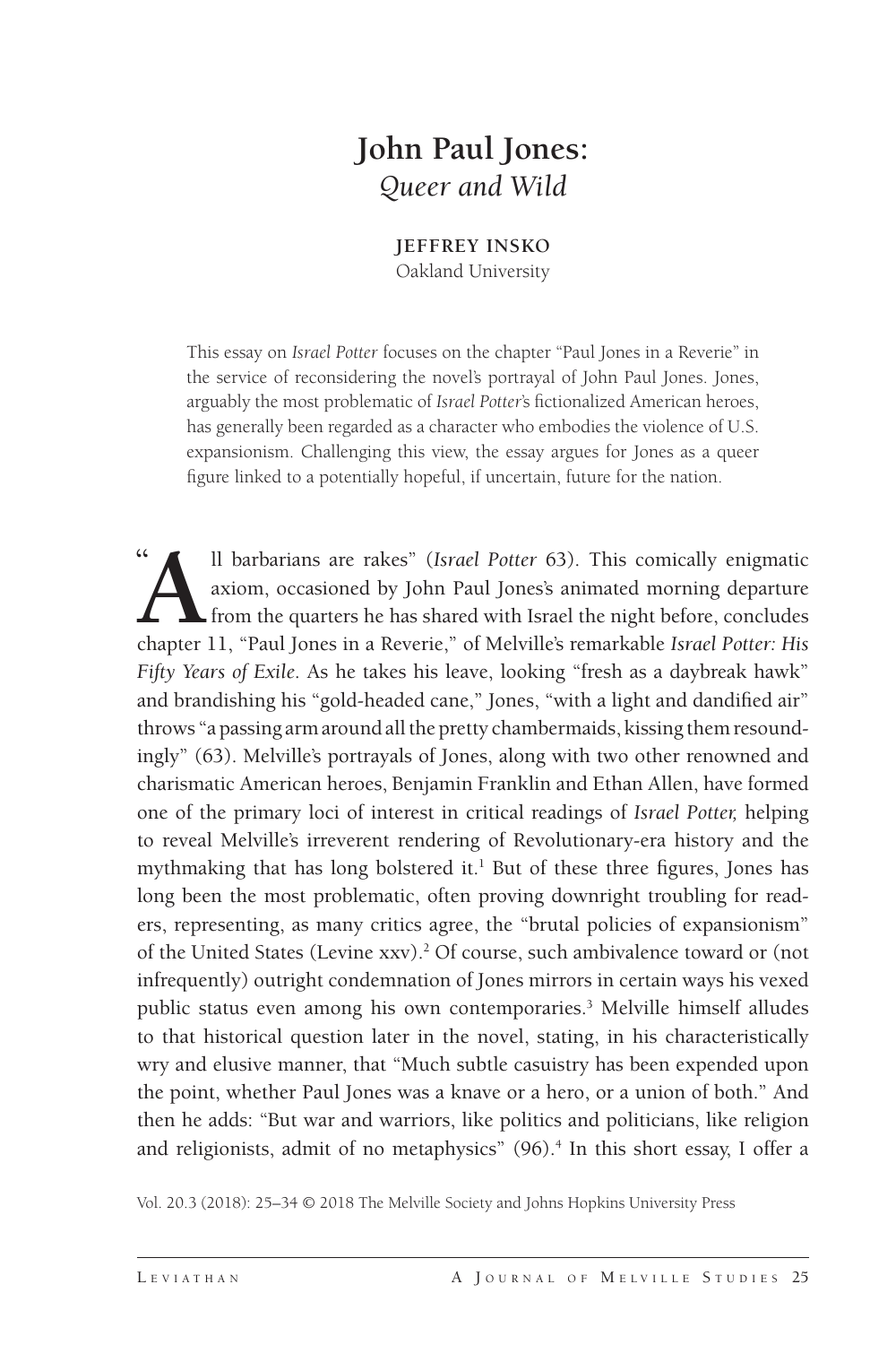# John Paul Jones: *Queer and Wild*

**JEFFREY INSKO**
Oakland University

This essay on *Israel Potter* focuses on the chapter "Paul Jones in a Reverie" in the service of reconsidering the novel's portrayal of John Paul Jones. Jones, arguably the most problematic of *Israel Potter*'s fictionalized American heroes, has generally been regarded as a character who embodies the violence of U.S. expansionism. Challenging this view, the essay argues for Jones as a queer figure linked to a potentially hopeful, if uncertain, future for the nation.

"All barbarians are rakes" (*Israel Potter* 63). This comically enigmatic axiom, occasioned by John Paul Jones's animated morning departure from the quarters he has shared with Israel the night before, concludes chapter 11, "Paul Jones in a Reverie," of Melville's remarkable *Israel Potter: His Fifty Years of Exile*. As he takes his leave, looking "fresh as a daybreak hawk" and brandishing his "gold-headed cane," Jones, "with a light and dandified air" throws "a passing arm around all the pretty chambermaids, kissing them resoundingly" (63). Melville's portrayals of Jones, along with two other renowned and charismatic American heroes, Benjamin Franklin and Ethan Allen, have formed one of the primary loci of interest in critical readings of *Israel Potter,* helping to reveal Melville's irreverent rendering of Revolutionary-era history and the mythmaking that has long bolstered it.[1] But of these three figures, Jones has long been the most problematic, often proving downright troubling for readers, representing, as many critics agree, the "brutal policies of expansionism" of the United States (Levine xxv).[2] Of course, such ambivalence toward or (not infrequently) outright condemnation of Jones mirrors in certain ways his vexed public status even among his own contemporaries.[3] Melville himself alludes to that historical question later in the novel, stating, in his characteristically wry and elusive manner, that "Much subtle casuistry has been expended upon the point, whether Paul Jones was a knave or a hero, or a union of both." And then he adds: "But war and warriors, like politics and politicians, like religion and religionists, admit of no metaphysics" (96).[4] In this short essay, I offer a

Vol. 20.3 (2018): 25–34 © 2018 The Melville Society and Johns Hopkins University Press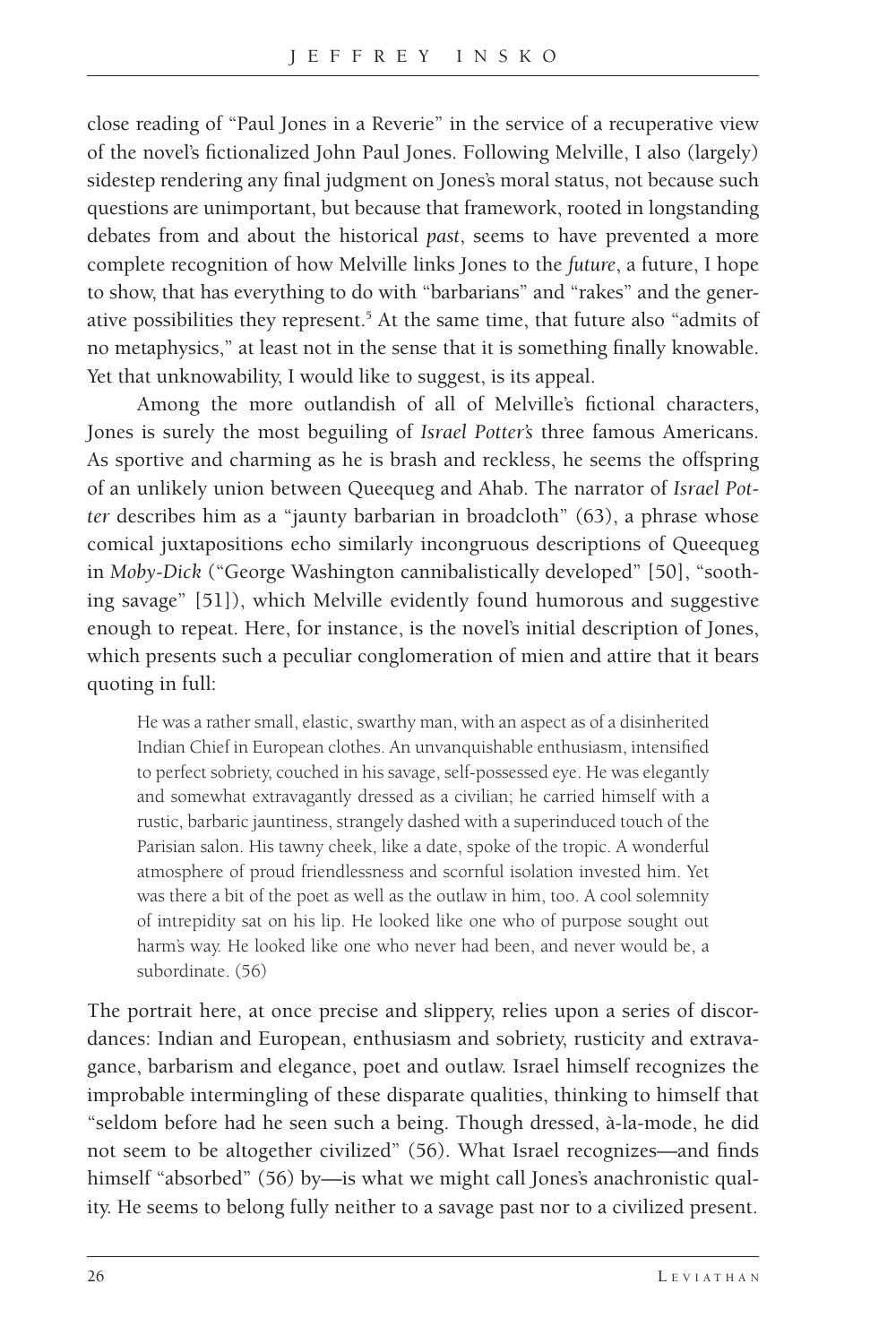close reading of "Paul Jones in a Reverie" in the service of a recuperative view of the novel's fictionalized John Paul Jones. Following Melville, I also (largely) sidestep rendering any final judgment on Jones's moral status, not because such questions are unimportant, but because that framework, rooted in longstanding debates from and about the historical *past*, seems to have prevented a more complete recognition of how Melville links Jones to the *future*, a future, I hope to show, that has everything to do with "barbarians" and "rakes" and the generative possibilities they represent.[5] At the same time, that future also "admits of no metaphysics," at least not in the sense that it is something finally knowable. Yet that unknowability, I would like to suggest, is its appeal.

Among the more outlandish of all of Melville's fictional characters, Jones is surely the most beguiling of *Israel Potter's* three famous Americans. As sportive and charming as he is brash and reckless, he seems the offspring of an unlikely union between Queequeg and Ahab. The narrator of *Israel Potter* describes him as a "jaunty barbarian in broadcloth" (63), a phrase whose comical juxtapositions echo similarly incongruous descriptions of Queequeg in *Moby-Dick* ("George Washington cannibalistically developed" [50], "soothing savage" [51]), which Melville evidently found humorous and suggestive enough to repeat. Here, for instance, is the novel's initial description of Jones, which presents such a peculiar conglomeration of mien and attire that it bears quoting in full:

> He was a rather small, elastic, swarthy man, with an aspect as of a disinherited Indian Chief in European clothes. An unvanquishable enthusiasm, intensified to perfect sobriety, couched in his savage, self-possessed eye. He was elegantly and somewhat extravagantly dressed as a civilian; he carried himself with a rustic, barbaric jauntiness, strangely dashed with a superinduced touch of the Parisian salon. His tawny cheek, like a date, spoke of the tropic. A wonderful atmosphere of proud friendlessness and scornful isolation invested him. Yet was there a bit of the poet as well as the outlaw in him, too. A cool solemnity of intrepidity sat on his lip. He looked like one who of purpose sought out harm's way. He looked like one who never had been, and never would be, a subordinate. (56)

The portrait here, at once precise and slippery, relies upon a series of discordances: Indian and European, enthusiasm and sobriety, rusticity and extravagance, barbarism and elegance, poet and outlaw. Israel himself recognizes the improbable intermingling of these disparate qualities, thinking to himself that "seldom before had he seen such a being. Though dressed, à-la-mode, he did not seem to be altogether civilized" (56). What Israel recognizes—and finds himself "absorbed" (56) by—is what we might call Jones's anachronistic quality. He seems to belong fully neither to a savage past nor to a civilized present.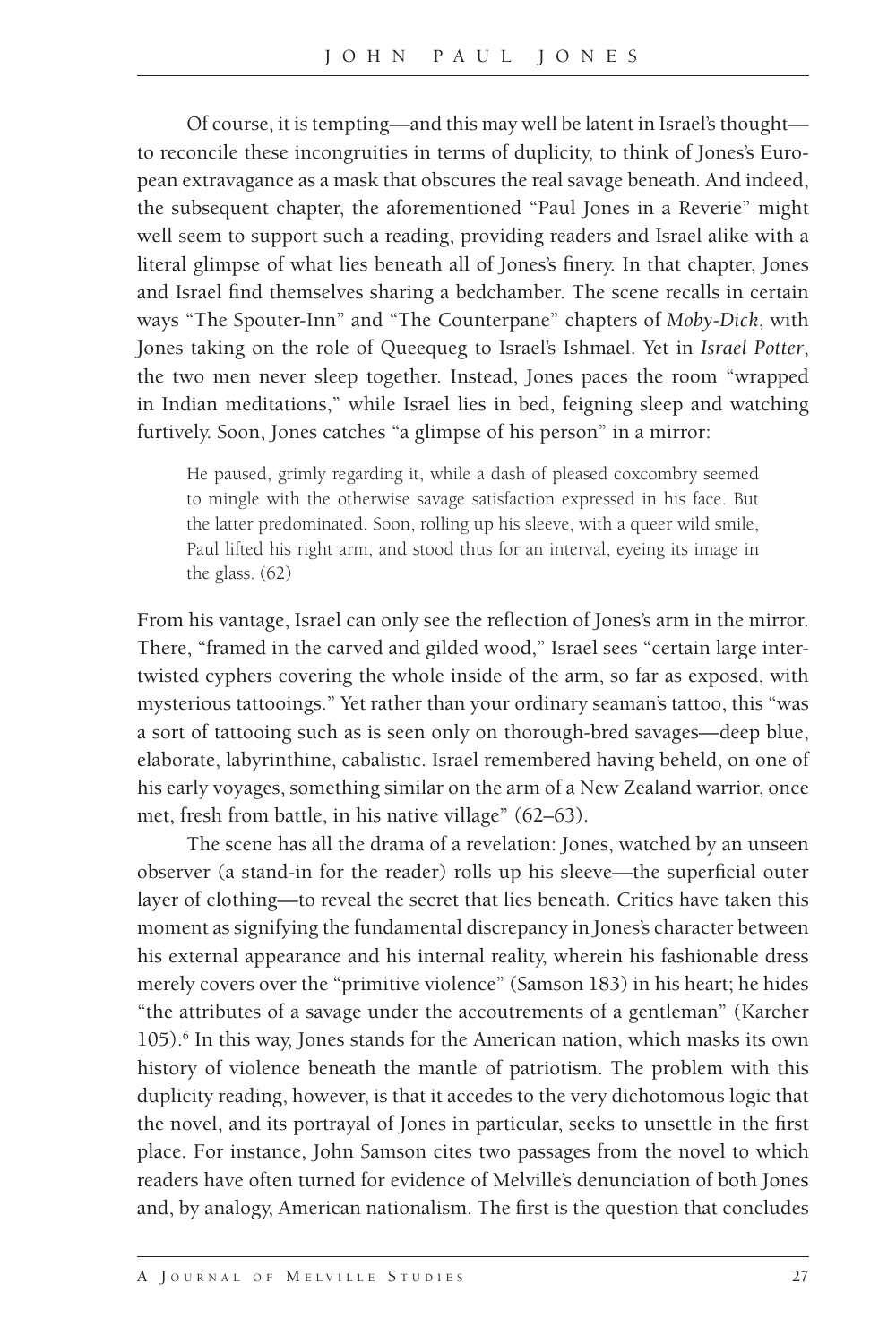Of course, it is tempting—and this may well be latent in Israel's thought—to reconcile these incongruities in terms of duplicity, to think of Jones's European extravagance as a mask that obscures the real savage beneath. And indeed, the subsequent chapter, the aforementioned "Paul Jones in a Reverie" might well seem to support such a reading, providing readers and Israel alike with a literal glimpse of what lies beneath all of Jones's finery. In that chapter, Jones and Israel find themselves sharing a bedchamber. The scene recalls in certain ways "The Spouter-Inn" and "The Counterpane" chapters of *Moby-Dick*, with Jones taking on the role of Queequeg to Israel's Ishmael. Yet in *Israel Potter*, the two men never sleep together. Instead, Jones paces the room "wrapped in Indian meditations," while Israel lies in bed, feigning sleep and watching furtively. Soon, Jones catches "a glimpse of his person" in a mirror:

> He paused, grimly regarding it, while a dash of pleased coxcombry seemed to mingle with the otherwise savage satisfaction expressed in his face. But the latter predominated. Soon, rolling up his sleeve, with a queer wild smile, Paul lifted his right arm, and stood thus for an interval, eyeing its image in the glass. (62)

From his vantage, Israel can only see the reflection of Jones's arm in the mirror. There, "framed in the carved and gilded wood," Israel sees "certain large intertwisted cyphers covering the whole inside of the arm, so far as exposed, with mysterious tattooings." Yet rather than your ordinary seaman's tattoo, this "was a sort of tattooing such as is seen only on thorough-bred savages—deep blue, elaborate, labyrinthine, cabalistic. Israel remembered having beheld, on one of his early voyages, something similar on the arm of a New Zealand warrior, once met, fresh from battle, in his native village" (62–63).

The scene has all the drama of a revelation: Jones, watched by an unseen observer (a stand-in for the reader) rolls up his sleeve—the superficial outer layer of clothing—to reveal the secret that lies beneath. Critics have taken this moment as signifying the fundamental discrepancy in Jones's character between his external appearance and his internal reality, wherein his fashionable dress merely covers over the "primitive violence" (Samson 183) in his heart; he hides "the attributes of a savage under the accoutrements of a gentleman" (Karcher 105).[6] In this way, Jones stands for the American nation, which masks its own history of violence beneath the mantle of patriotism. The problem with this duplicity reading, however, is that it accedes to the very dichotomous logic that the novel, and its portrayal of Jones in particular, seeks to unsettle in the first place. For instance, John Samson cites two passages from the novel to which readers have often turned for evidence of Melville's denunciation of both Jones and, by analogy, American nationalism. The first is the question that concludes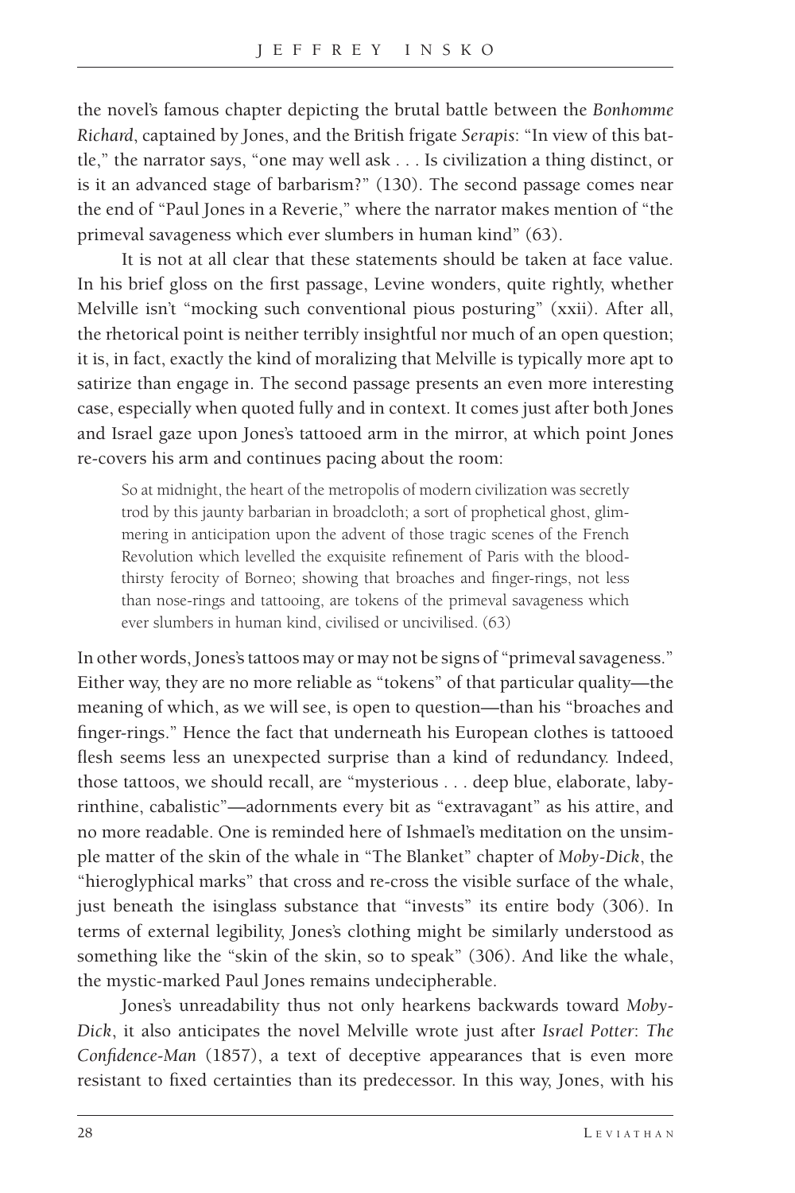the novel's famous chapter depicting the brutal battle between the *Bonhomme Richard*, captained by Jones, and the British frigate *Serapis*: "In view of this battle," the narrator says, "one may well ask . . . Is civilization a thing distinct, or is it an advanced stage of barbarism?" (130). The second passage comes near the end of "Paul Jones in a Reverie," where the narrator makes mention of "the primeval savageness which ever slumbers in human kind" (63).

It is not at all clear that these statements should be taken at face value. In his brief gloss on the first passage, Levine wonders, quite rightly, whether Melville isn't "mocking such conventional pious posturing" (xxii). After all, the rhetorical point is neither terribly insightful nor much of an open question; it is, in fact, exactly the kind of moralizing that Melville is typically more apt to satirize than engage in. The second passage presents an even more interesting case, especially when quoted fully and in context. It comes just after both Jones and Israel gaze upon Jones's tattooed arm in the mirror, at which point Jones re-covers his arm and continues pacing about the room:

> So at midnight, the heart of the metropolis of modern civilization was secretly trod by this jaunty barbarian in broadcloth; a sort of prophetical ghost, glimmering in anticipation upon the advent of those tragic scenes of the French Revolution which levelled the exquisite refinement of Paris with the bloodthirsty ferocity of Borneo; showing that broaches and finger-rings, not less than nose-rings and tattooing, are tokens of the primeval savageness which ever slumbers in human kind, civilised or uncivilised. (63)

In other words, Jones's tattoos may or may not be signs of "primeval savageness." Either way, they are no more reliable as "tokens" of that particular quality—the meaning of which, as we will see, is open to question—than his "broaches and finger-rings." Hence the fact that underneath his European clothes is tattooed flesh seems less an unexpected surprise than a kind of redundancy. Indeed, those tattoos, we should recall, are "mysterious . . . deep blue, elaborate, labyrinthine, cabalistic"—adornments every bit as "extravagant" as his attire, and no more readable. One is reminded here of Ishmael's meditation on the unsimple matter of the skin of the whale in "The Blanket" chapter of *Moby-Dick*, the "hieroglyphical marks" that cross and re-cross the visible surface of the whale, just beneath the isinglass substance that "invests" its entire body (306). In terms of external legibility, Jones's clothing might be similarly understood as something like the "skin of the skin, so to speak" (306). And like the whale, the mystic-marked Paul Jones remains undecipherable.

Jones's unreadability thus not only hearkens backwards toward *Moby-Dick*, it also anticipates the novel Melville wrote just after *Israel Potter*: *The Confidence-Man* (1857), a text of deceptive appearances that is even more resistant to fixed certainties than its predecessor. In this way, Jones, with his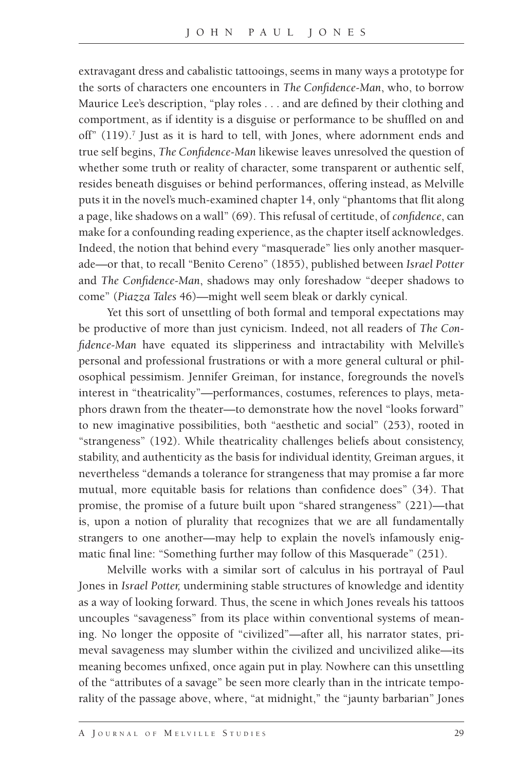extravagant dress and cabalistic tattooings, seems in many ways a prototype for the sorts of characters one encounters in *The Confidence-Man*, who, to borrow Maurice Lee's description, "play roles . . . and are defined by their clothing and comportment, as if identity is a disguise or performance to be shuffled on and off" (119).[7] Just as it is hard to tell, with Jones, where adornment ends and true self begins, *The Confidence-Man* likewise leaves unresolved the question of whether some truth or reality of character, some transparent or authentic self, resides beneath disguises or behind performances, offering instead, as Melville puts it in the novel's much-examined chapter 14, only "phantoms that flit along a page, like shadows on a wall" (69). This refusal of certitude, of *confidence*, can make for a confounding reading experience, as the chapter itself acknowledges. Indeed, the notion that behind every "masquerade" lies only another masquerade—or that, to recall "Benito Cereno" (1855), published between *Israel Potter* and *The Confidence-Man*, shadows may only foreshadow "deeper shadows to come" (*Piazza Tales* 46)—might well seem bleak or darkly cynical.

Yet this sort of unsettling of both formal and temporal expectations may be productive of more than just cynicism. Indeed, not all readers of *The Confidence-Man* have equated its slipperiness and intractability with Melville's personal and professional frustrations or with a more general cultural or philosophical pessimism. Jennifer Greiman, for instance, foregrounds the novel's interest in "theatricality"—performances, costumes, references to plays, metaphors drawn from the theater—to demonstrate how the novel "looks forward" to new imaginative possibilities, both "aesthetic and social" (253), rooted in "strangeness" (192). While theatricality challenges beliefs about consistency, stability, and authenticity as the basis for individual identity, Greiman argues, it nevertheless "demands a tolerance for strangeness that may promise a far more mutual, more equitable basis for relations than confidence does" (34). That promise, the promise of a future built upon "shared strangeness" (221)—that is, upon a notion of plurality that recognizes that we are all fundamentally strangers to one another—may help to explain the novel's infamously enigmatic final line: "Something further may follow of this Masquerade" (251).

Melville works with a similar sort of calculus in his portrayal of Paul Jones in *Israel Potter,* undermining stable structures of knowledge and identity as a way of looking forward. Thus, the scene in which Jones reveals his tattoos uncouples "savageness" from its place within conventional systems of meaning. No longer the opposite of "civilized"—after all, his narrator states, primeval savageness may slumber within the civilized and uncivilized alike—its meaning becomes unfixed, once again put in play. Nowhere can this unsettling of the "attributes of a savage" be seen more clearly than in the intricate temporality of the passage above, where, "at midnight," the "jaunty barbarian" Jones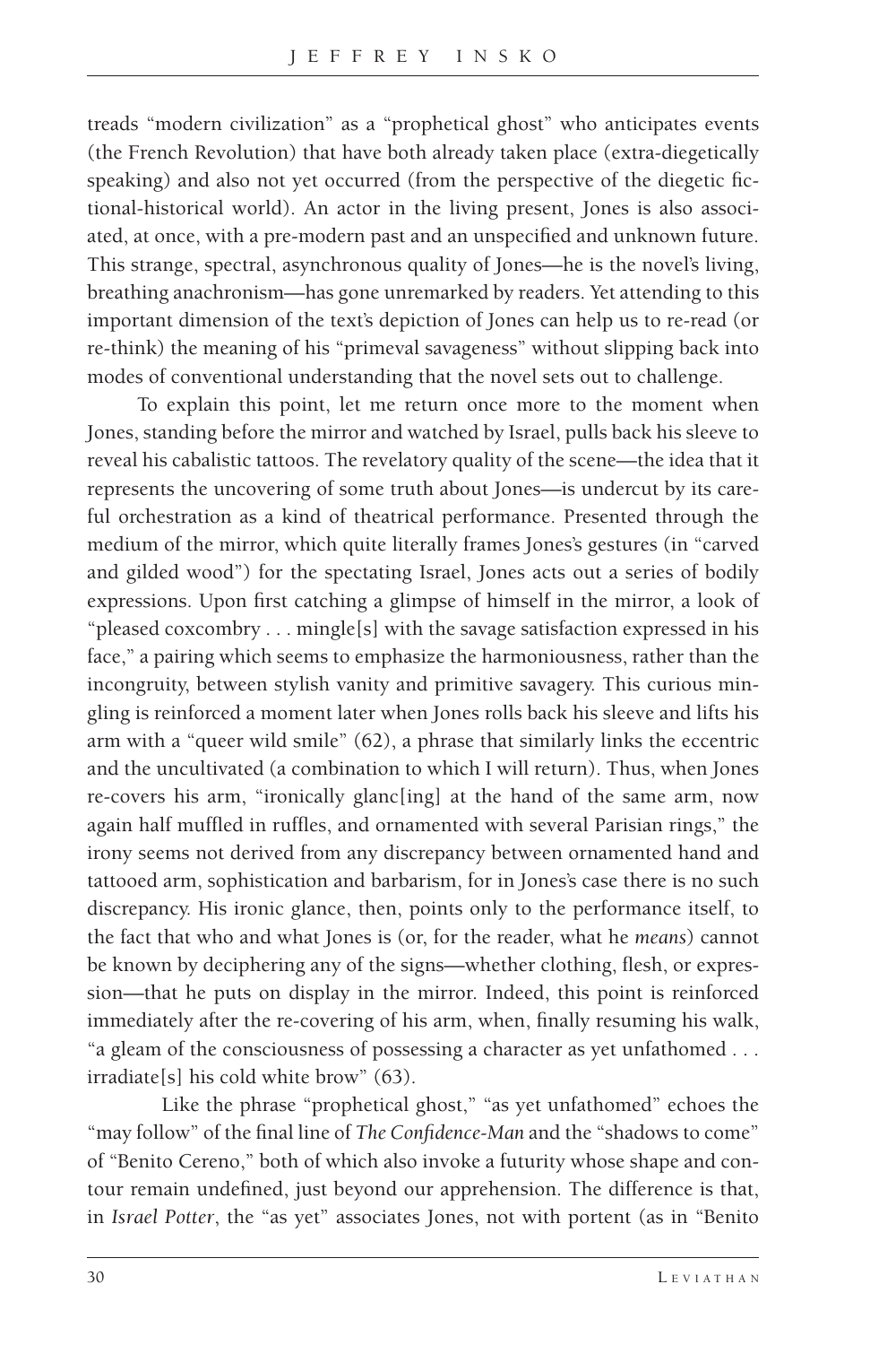treads "modern civilization" as a "prophetical ghost" who anticipates events (the French Revolution) that have both already taken place (extra-diegetically speaking) and also not yet occurred (from the perspective of the diegetic fictional-historical world). An actor in the living present, Jones is also associated, at once, with a pre-modern past and an unspecified and unknown future. This strange, spectral, asynchronous quality of Jones—he is the novel's living, breathing anachronism—has gone unremarked by readers. Yet attending to this important dimension of the text's depiction of Jones can help us to re-read (or re-think) the meaning of his "primeval savageness" without slipping back into modes of conventional understanding that the novel sets out to challenge.

To explain this point, let me return once more to the moment when Jones, standing before the mirror and watched by Israel, pulls back his sleeve to reveal his cabalistic tattoos. The revelatory quality of the scene—the idea that it represents the uncovering of some truth about Jones—is undercut by its careful orchestration as a kind of theatrical performance. Presented through the medium of the mirror, which quite literally frames Jones's gestures (in "carved and gilded wood") for the spectating Israel, Jones acts out a series of bodily expressions. Upon first catching a glimpse of himself in the mirror, a look of "pleased coxcombry . . . mingle[s] with the savage satisfaction expressed in his face," a pairing which seems to emphasize the harmoniousness, rather than the incongruity, between stylish vanity and primitive savagery. This curious mingling is reinforced a moment later when Jones rolls back his sleeve and lifts his arm with a "queer wild smile" (62), a phrase that similarly links the eccentric and the uncultivated (a combination to which I will return). Thus, when Jones re-covers his arm, "ironically glanc[ing] at the hand of the same arm, now again half muffled in ruffles, and ornamented with several Parisian rings," the irony seems not derived from any discrepancy between ornamented hand and tattooed arm, sophistication and barbarism, for in Jones's case there is no such discrepancy. His ironic glance, then, points only to the performance itself, to the fact that who and what Jones is (or, for the reader, what he *means*) cannot be known by deciphering any of the signs—whether clothing, flesh, or expression—that he puts on display in the mirror. Indeed, this point is reinforced immediately after the re-covering of his arm, when, finally resuming his walk, "a gleam of the consciousness of possessing a character as yet unfathomed . . . irradiate[s] his cold white brow" (63).

Like the phrase "prophetical ghost," "as yet unfathomed" echoes the "may follow" of the final line of *The Confidence-Man* and the "shadows to come" of "Benito Cereno," both of which also invoke a futurity whose shape and contour remain undefined, just beyond our apprehension. The difference is that, in *Israel Potter*, the "as yet" associates Jones, not with portent (as in "Benito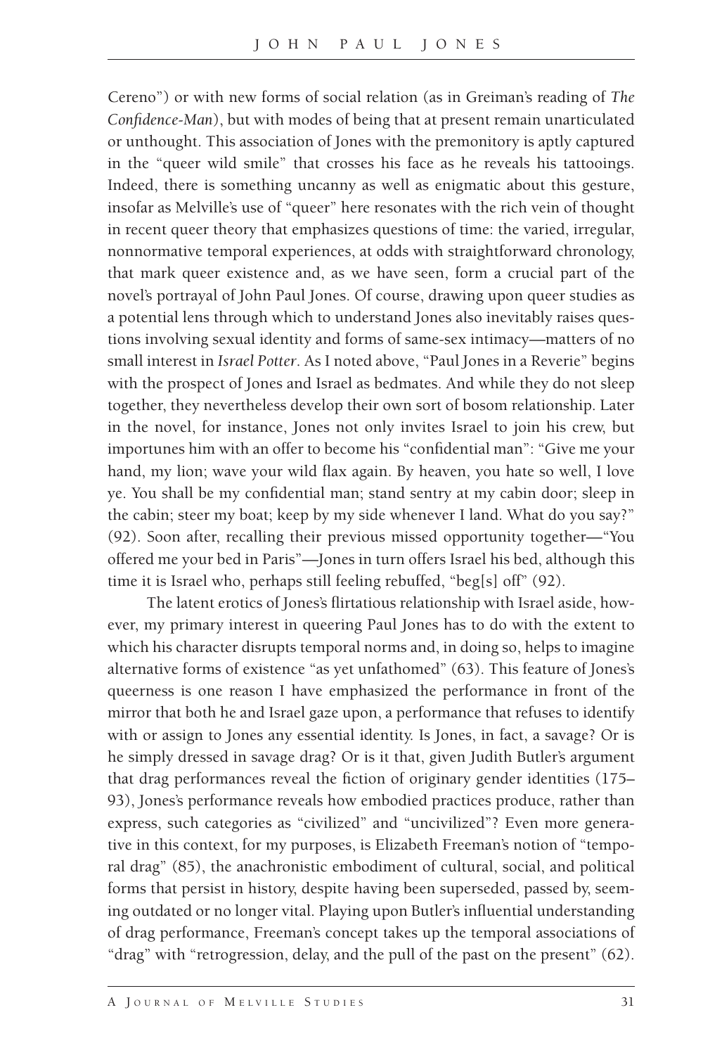Cereno") or with new forms of social relation (as in Greiman's reading of *The Confidence-Man*), but with modes of being that at present remain unarticulated or unthought. This association of Jones with the premonitory is aptly captured in the "queer wild smile" that crosses his face as he reveals his tattooings. Indeed, there is something uncanny as well as enigmatic about this gesture, insofar as Melville's use of "queer" here resonates with the rich vein of thought in recent queer theory that emphasizes questions of time: the varied, irregular, nonnormative temporal experiences, at odds with straightforward chronology, that mark queer existence and, as we have seen, form a crucial part of the novel's portrayal of John Paul Jones. Of course, drawing upon queer studies as a potential lens through which to understand Jones also inevitably raises questions involving sexual identity and forms of same-sex intimacy—matters of no small interest in *Israel Potter*. As I noted above, "Paul Jones in a Reverie" begins with the prospect of Jones and Israel as bedmates. And while they do not sleep together, they nevertheless develop their own sort of bosom relationship. Later in the novel, for instance, Jones not only invites Israel to join his crew, but importunes him with an offer to become his "confidential man": "Give me your hand, my lion; wave your wild flax again. By heaven, you hate so well, I love ye. You shall be my confidential man; stand sentry at my cabin door; sleep in the cabin; steer my boat; keep by my side whenever I land. What do you say?" (92). Soon after, recalling their previous missed opportunity together—"You offered me your bed in Paris"—Jones in turn offers Israel his bed, although this time it is Israel who, perhaps still feeling rebuffed, "beg[s] off" (92).

The latent erotics of Jones's flirtatious relationship with Israel aside, however, my primary interest in queering Paul Jones has to do with the extent to which his character disrupts temporal norms and, in doing so, helps to imagine alternative forms of existence "as yet unfathomed" (63). This feature of Jones's queerness is one reason I have emphasized the performance in front of the mirror that both he and Israel gaze upon, a performance that refuses to identify with or assign to Jones any essential identity. Is Jones, in fact, a savage? Or is he simply dressed in savage drag? Or is it that, given Judith Butler's argument that drag performances reveal the fiction of originary gender identities (175–93), Jones's performance reveals how embodied practices produce, rather than express, such categories as "civilized" and "uncivilized"? Even more generative in this context, for my purposes, is Elizabeth Freeman's notion of "temporal drag" (85), the anachronistic embodiment of cultural, social, and political forms that persist in history, despite having been superseded, passed by, seeming outdated or no longer vital. Playing upon Butler's influential understanding of drag performance, Freeman's concept takes up the temporal associations of "drag" with "retrogression, delay, and the pull of the past on the present" (62).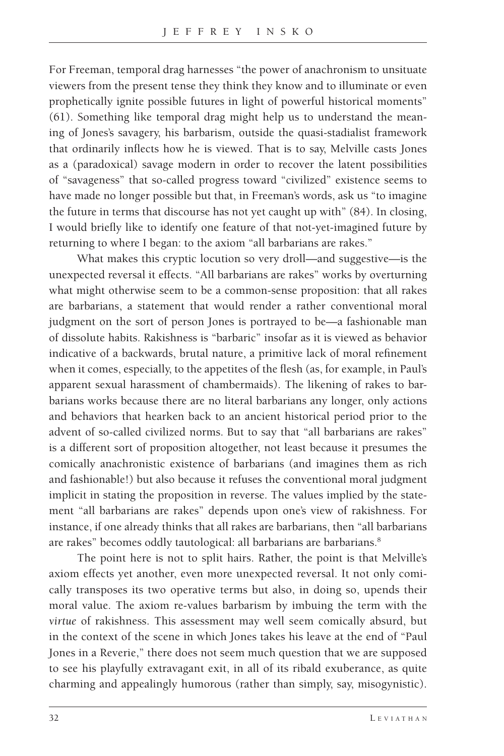For Freeman, temporal drag harnesses "the power of anachronism to unsituate viewers from the present tense they think they know and to illuminate or even prophetically ignite possible futures in light of powerful historical moments" (61). Something like temporal drag might help us to understand the meaning of Jones's savagery, his barbarism, outside the quasi-stadialist framework that ordinarily inflects how he is viewed. That is to say, Melville casts Jones as a (paradoxical) savage modern in order to recover the latent possibilities of "savageness" that so-called progress toward "civilized" existence seems to have made no longer possible but that, in Freeman's words, ask us "to imagine the future in terms that discourse has not yet caught up with" (84). In closing, I would briefly like to identify one feature of that not-yet-imagined future by returning to where I began: to the axiom "all barbarians are rakes."

What makes this cryptic locution so very droll—and suggestive—is the unexpected reversal it effects. "All barbarians are rakes" works by overturning what might otherwise seem to be a common-sense proposition: that all rakes are barbarians, a statement that would render a rather conventional moral judgment on the sort of person Jones is portrayed to be—a fashionable man of dissolute habits. Rakishness is "barbaric" insofar as it is viewed as behavior indicative of a backwards, brutal nature, a primitive lack of moral refinement when it comes, especially, to the appetites of the flesh (as, for example, in Paul's apparent sexual harassment of chambermaids). The likening of rakes to barbarians works because there are no literal barbarians any longer, only actions and behaviors that hearken back to an ancient historical period prior to the advent of so-called civilized norms. But to say that "all barbarians are rakes" is a different sort of proposition altogether, not least because it presumes the comically anachronistic existence of barbarians (and imagines them as rich and fashionable!) but also because it refuses the conventional moral judgment implicit in stating the proposition in reverse. The values implied by the statement "all barbarians are rakes" depends upon one's view of rakishness. For instance, if one already thinks that all rakes are barbarians, then "all barbarians are rakes" becomes oddly tautological: all barbarians are barbarians.[8]

The point here is not to split hairs. Rather, the point is that Melville's axiom effects yet another, even more unexpected reversal. It not only comically transposes its two operative terms but also, in doing so, upends their moral value. The axiom re-values barbarism by imbuing the term with the *virtue* of rakishness. This assessment may well seem comically absurd, but in the context of the scene in which Jones takes his leave at the end of "Paul Jones in a Reverie," there does not seem much question that we are supposed to see his playfully extravagant exit, in all of its ribald exuberance, as quite charming and appealingly humorous (rather than simply, say, misogynistic).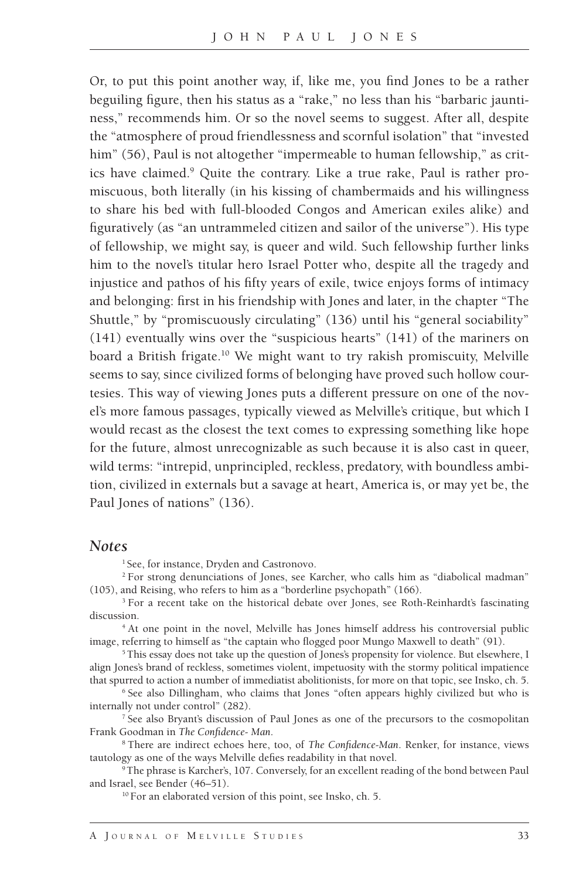Or, to put this point another way, if, like me, you find Jones to be a rather beguiling figure, then his status as a "rake," no less than his "barbaric jauntiness," recommends him. Or so the novel seems to suggest. After all, despite the "atmosphere of proud friendlessness and scornful isolation" that "invested him" (56), Paul is not altogether "impermeable to human fellowship," as critics have claimed.[9] Quite the contrary. Like a true rake, Paul is rather promiscuous, both literally (in his kissing of chambermaids and his willingness to share his bed with full-blooded Congos and American exiles alike) and figuratively (as "an untrammeled citizen and sailor of the universe"). His type of fellowship, we might say, is queer and wild. Such fellowship further links him to the novel's titular hero Israel Potter who, despite all the tragedy and injustice and pathos of his fifty years of exile, twice enjoys forms of intimacy and belonging: first in his friendship with Jones and later, in the chapter "The Shuttle," by "promiscuously circulating" (136) until his "general sociability" (141) eventually wins over the "suspicious hearts" (141) of the mariners on board a British frigate.[10] We might want to try rakish promiscuity, Melville seems to say, since civilized forms of belonging have proved such hollow courtesies. This way of viewing Jones puts a different pressure on one of the novel's more famous passages, typically viewed as Melville's critique, but which I would recast as the closest the text comes to expressing something like hope for the future, almost unrecognizable as such because it is also cast in queer, wild terms: "intrepid, unprincipled, reckless, predatory, with boundless ambition, civilized in externals but a savage at heart, America is, or may yet be, the Paul Jones of nations" (136).

## *Notes*

[1] See, for instance, Dryden and Castronovo.

[2] For strong denunciations of Jones, see Karcher, who calls him as "diabolical madman" (105), and Reising, who refers to him as a "borderline psychopath" (166).

[3] For a recent take on the historical debate over Jones, see Roth-Reinhardt's fascinating discussion.

[4] At one point in the novel, Melville has Jones himself address his controversial public image, referring to himself as "the captain who flogged poor Mungo Maxwell to death" (91).

[5] This essay does not take up the question of Jones's propensity for violence. But elsewhere, I align Jones's brand of reckless, sometimes violent, impetuosity with the stormy political impatience that spurred to action a number of immediatist abolitionists, for more on that topic, see Insko, ch. 5.

[6] See also Dillingham, who claims that Jones "often appears highly civilized but who is internally not under control" (282).

[7] See also Bryant's discussion of Paul Jones as one of the precursors to the cosmopolitan Frank Goodman in *The Confidence- Man*.

[8] There are indirect echoes here, too, of *The Confidence-Man*. Renker, for instance, views tautology as one of the ways Melville defies readability in that novel.

[9] The phrase is Karcher's, 107. Conversely, for an excellent reading of the bond between Paul and Israel, see Bender (46–51).

[10] For an elaborated version of this point, see Insko, ch. 5.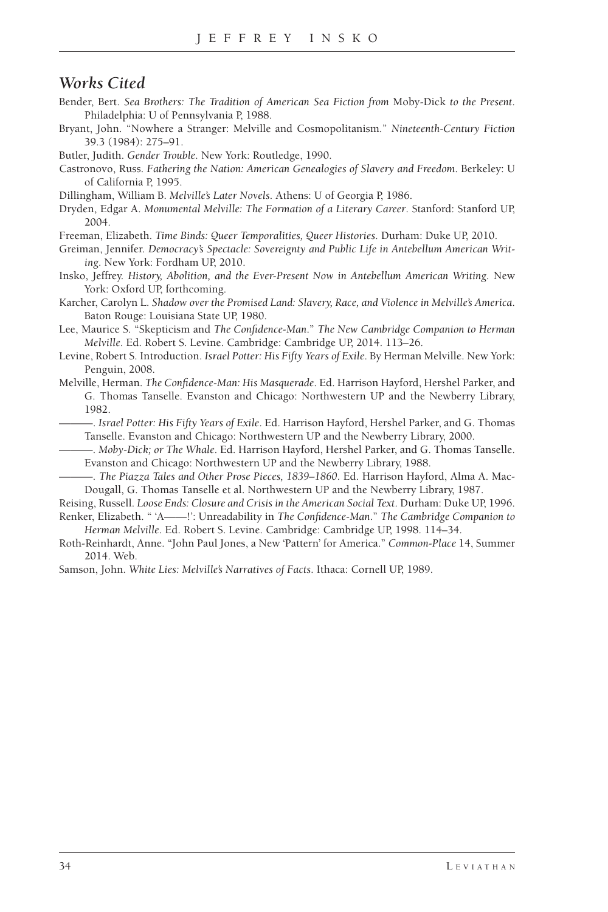## *Works Cited*

Bender, Bert. *Sea Brothers: The Tradition of American Sea Fiction from* Moby-Dick *to the Present*. Philadelphia: U of Pennsylvania P, 1988.

Bryant, John. "Nowhere a Stranger: Melville and Cosmopolitanism." *Nineteenth-Century Fiction* 39.3 (1984): 275–91.

Butler, Judith. *Gender Trouble*. New York: Routledge, 1990.

Castronovo, Russ. *Fathering the Nation: American Genealogies of Slavery and Freedom*. Berkeley: U of California P, 1995.

Dillingham, William B. *Melville's Later Novels*. Athens: U of Georgia P, 1986.

Dryden, Edgar A. *Monumental Melville: The Formation of a Literary Career*. Stanford: Stanford UP, 2004.

Freeman, Elizabeth. *Time Binds: Queer Temporalities, Queer Histories*. Durham: Duke UP, 2010.

Greiman, Jennifer. *Democracy's Spectacle: Sovereignty and Public Life in Antebellum American Writing*. New York: Fordham UP, 2010.

Insko, Jeffrey. *History, Abolition, and the Ever-Present Now in Antebellum American Writing*. New York: Oxford UP, forthcoming.

Karcher, Carolyn L. *Shadow over the Promised Land: Slavery, Race, and Violence in Melville's America*. Baton Rouge: Louisiana State UP, 1980.

Lee, Maurice S. "Skepticism and *The Confidence-Man*." *The New Cambridge Companion to Herman Melville*. Ed. Robert S. Levine. Cambridge: Cambridge UP, 2014. 113–26.

Levine, Robert S. Introduction. *Israel Potter: His Fifty Years of Exile*. By Herman Melville. New York: Penguin, 2008.

Melville, Herman. *The Confidence-Man: His Masquerade*. Ed. Harrison Hayford, Hershel Parker, and G. Thomas Tanselle. Evanston and Chicago: Northwestern UP and the Newberry Library, 1982.

———. *Israel Potter: His Fifty Years of Exile*. Ed. Harrison Hayford, Hershel Parker, and G. Thomas Tanselle. Evanston and Chicago: Northwestern UP and the Newberry Library, 2000.

———. *Moby-Dick; or The Whale*. Ed. Harrison Hayford, Hershel Parker, and G. Thomas Tanselle. Evanston and Chicago: Northwestern UP and the Newberry Library, 1988.

———. *The Piazza Tales and Other Prose Pieces, 1839–1860*. Ed. Harrison Hayford, Alma A. MacDougall, G. Thomas Tanselle et al. Northwestern UP and the Newberry Library, 1987.

Reising, Russell. *Loose Ends: Closure and Crisis in the American Social Text*. Durham: Duke UP, 1996.

Renker, Elizabeth. " 'A——!': Unreadability in *The Confidence-Man*." *The Cambridge Companion to Herman Melville*. Ed. Robert S. Levine. Cambridge: Cambridge UP, 1998. 114–34.

Roth-Reinhardt, Anne. "John Paul Jones, a New 'Pattern' for America." *Common-Place* 14, Summer 2014. Web.

Samson, John. *White Lies: Melville's Narratives of Facts*. Ithaca: Cornell UP, 1989.